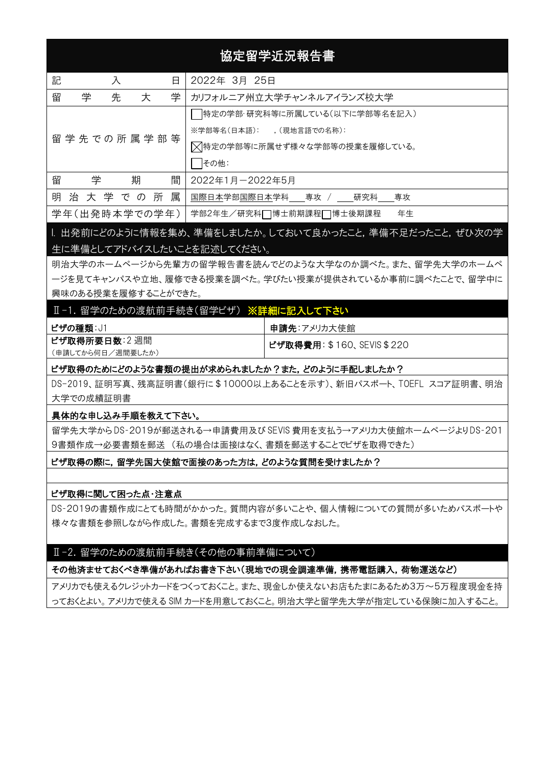# 協定留学近況報告書

| 記入日 | 2022年 3月 25日 |
|---|---|
| 留学先大学 | カリフォルニア州立大学チャンネルアイランズ校大学 |
| 留学先での所属学部等 | ☐特定の学部･研究科等に所属している(以下に学部等名を記入)<br>※学部等名(日本語): ,(現地言語での名称):<br>☒特定の学部等に所属せず様々な学部等の授業を履修している。<br>☐その他: |
| 留学期間 | 2022年1月－2022年5月 |
| 明治大学での所属 | 国際日本学部国際日本学科\_\_\_\_専攻 / \_\_\_\_研究科\_\_\_\_専攻 |
| 学年(出発時本学での学年) | 学部2年生/研究科☐博士前期課程☐博士後期課程　　年生 |

## Ⅰ. 出発前にどのように情報を集め、準備をしましたか。しておいて良かったこと，準備不足だったこと，ぜひ次の学生に準備としてアドバイスしたいことを記述してください。

明治大学のホームページから先輩方の留学報告書を読んでどのような大学なのか調べた。また、留学先大学のホームページを見てキャンパスや立地、履修できる授業を調べた。学びたい授業が提供されているか事前に調べたことで、留学中に興味のある授業を履修することができた。

## Ⅱ-1. 留学のための渡航前手続き(留学ビザ) ※詳細に記入して下さい

| **ビザの種類**:J1 | **申請先**:アメリカ大使館 |
|---|---|
| **ビザ取得所要日数**:2 週間<br>(申請してから何日/週間要したか) | **ビザ取得費用**:＄160、SEVIS＄220 |

**ビザ取得のためにどのような書類の提出が求められましたか？また，どのように手配しましたか？**

DS-2019、証明写真、残高証明書(銀行に＄10000以上あることを示す)、新旧パスポート、TOEFL スコア証明書、明治大学での成績証明書

**具体的な申し込み手順を教えて下さい。**

留学先大学からDS-2019が郵送される→申請費用及びSEVIS費用を支払う→アメリカ大使館ホームページよりDS-2019書類作成→必要書類を郵送 (私の場合は面接はなく、書類を郵送することでビザを取得できた)

**ビザ取得の際に，留学先国大使館で面接のあった方は，どのような質問を受けましたか？**

**ビザ取得に関して困った点･注意点**

DS-2019の書類作成にとても時間がかかった。質問内容が多いことや、個人情報についての質問が多いためパスポートや様々な書類を参照しながら作成した。書類を完成するまで3度作成しなおした。

## Ⅱ-2. 留学のための渡航前手続き(その他の事前準備について)

**その他済ませておくべき準備があればお書き下さい(現地での現金調達準備，携帯電話購入，荷物運送など)**

アメリカでも使えるクレジットカードをつくっておくこと。また、現金しか使えないお店もたまにあるため3万～5万程度現金を持っておくとよい。アメリカで使えるSIMカードを用意しておくこと。明治大学と留学先大学が指定している保険に加入すること。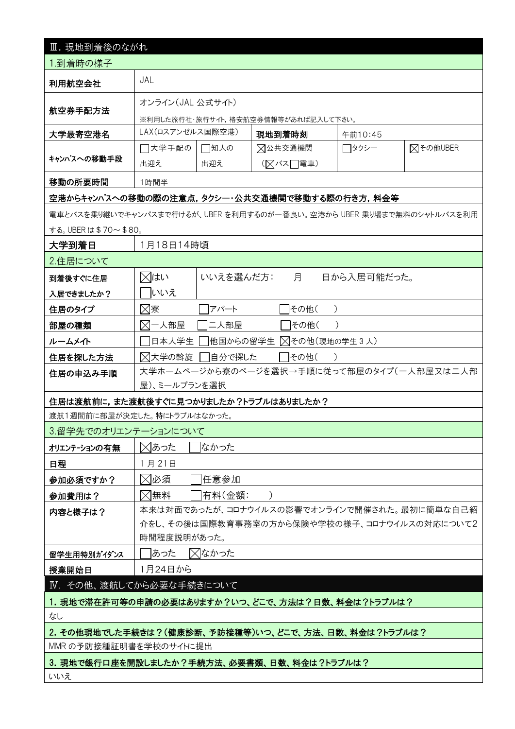## Ⅲ. 現地到着後のながれ

### 1.到着時の様子

| 項目 | 内容 | | | | |
|---|---|---|---|---|---|
| 利用航空会社 | JAL | | | | |
| 航空券手配方法 | オンライン(JAL 公式サイト)<br>※利用した旅行社・旅行サイト，格安航空券情報等があれば記入して下さい。 | | | | |
| 大学最寄空港名 | LAX(ロスアンゼルス国際空港) | | 現地到着時刻 | 午前10:45 | |
| キャンパスへの移動手段 | □大学手配の出迎え | □知人の出迎え | ☒公共交通機関(☒バス□電車) | □タクシー | ☒その他UBER |
| 移動の所要時間 | 1時間半 | | | | |

**空港からキャンパスへの移動の際の注意点，タクシー・公共交通機関で移動する際の行き方，料金等**

電車とバスを乗り継いでキャンパスまで行けるが、UBER を利用するのが一番良い。空港から UBER 乗り場まで無料のシャトルバスを利用する。UBER は＄70～＄80。

| 項目 | 内容 |
|---|---|
| 大学到着日 | 1月18日14時頃 |

### 2.住居について

| 項目 | 内容 | |
|---|---|---|
| 到着後すぐに住居入居できましたか？ | ☒はい<br>□いいえ | いいえを選んだ方:　　月　　日から入居可能だった。 |
| 住居のタイプ | ☒寮　□アパート　□その他(　) | |
| 部屋の種類 | ☒一人部屋　□二人部屋　□その他(　) | |
| ルームメイト | □日本人学生　□他国からの留学生　☒その他(現地の学生 3 人) | |
| 住居を探した方法 | ☒大学の斡旋　□自分で探した　□その他(　) | |
| 住居の申込み手順 | 大学ホームページから寮のページを選択→手順に従って部屋のタイプ(一人部屋又は二人部屋)、ミールプランを選択 | |

**住居は渡航前に，また渡航後すぐに見つかりましたか？トラブルはありましたか？**

渡航1週間前に部屋が決定した。特にトラブルはなかった。

### 3.留学先でのオリエンテーションについて

| 項目 | 内容 |
|---|---|
| オリエンテーションの有無 | ☒あった　□なかった |
| 日程 | 1 月 21 日 |
| 参加必須ですか？ | ☒必須　□任意参加 |
| 参加費用は？ | ☒無料　□有料(金額:　) |
| 内容と様子は？ | 本来は対面であったが、コロナウイルスの影響でオンラインで開催された。最初に簡単な自己紹介をし、その後は国際教育事務室の方から保険や学校の様子、コロナウイルスの対応について2時間程度説明があった。 |
| 留学生用特別ガイダンス | □あった　☒なかった |
| 授業開始日 | 1月24日から |

## Ⅳ. その他、渡航してから必要な手続きについて

**1. 現地で滞在許可等の申請の必要はありますか？いつ、どこで、方法は？日数、料金は？トラブルは？**

なし

**2. その他現地でした手続きは？(健康診断、予防接種等)いつ、どこで、方法、日数、料金は？トラブルは？**

MMR の予防接種証明書を学校のサイトに提出

**3. 現地で銀行口座を開設しましたか？手続方法、必要書類、日数、料金は？トラブルは？**

いいえ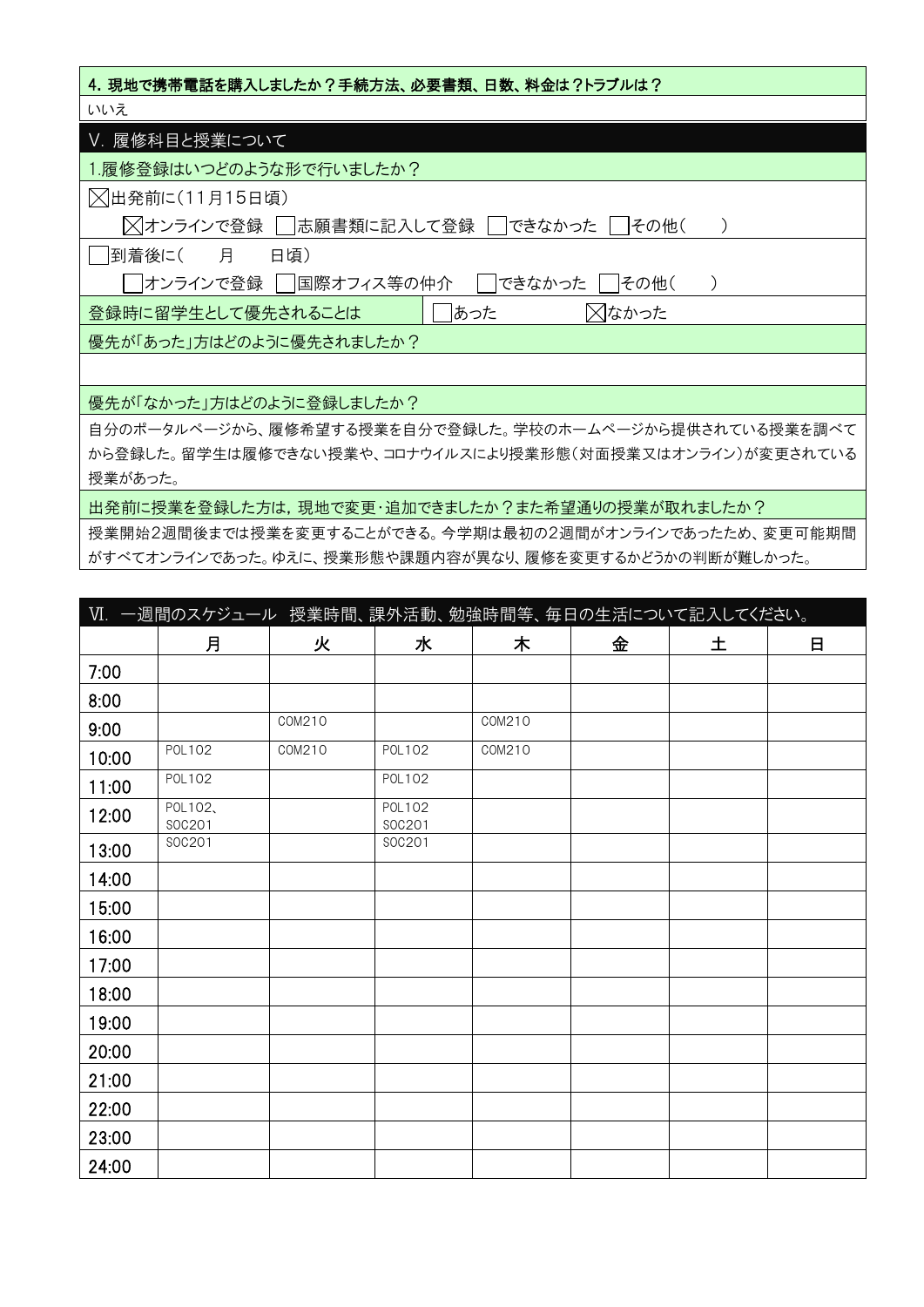**4. 現地で携帯電話を購入しましたか？手続方法、必要書類、日数、料金は？トラブルは？**

いいえ

## Ⅴ. 履修科目と授業について

1.履修登録はいつどのような形で行いましたか？

☒出発前に（11月15日頃）

☒オンラインで登録　☐志願書類に記入して登録　☐できなかった　☐その他（　　）

☐到着後に（　　月　　日頃）

☐オンラインで登録　☐国際オフィス等の仲介　☐できなかった　☐その他（　　）

| 登録時に留学生として優先されることは | ☐あった | ☒なかった |
|---|---|---|

優先が「あった」方はどのように優先されましたか？

優先が「なかった」方はどのように登録しましたか？

自分のポータルページから、履修希望する授業を自分で登録した。学校のホームページから提供されている授業を調べてから登録した。留学生は履修できない授業や、コロナウイルスにより授業形態（対面授業又はオンライン）が変更されている授業があった。

出発前に授業を登録した方は，現地で変更･追加できましたか？また希望通りの授業が取れましたか？

授業開始2週間後までは授業を変更することができる。今学期は最初の2週間がオンラインであったため、変更可能期間がすべてオンラインであった。ゆえに、授業形態や課題内容が異なり、履修を変更するかどうかの判断が難しかった。

## Ⅵ. 一週間のスケジュール　授業時間、課外活動、勉強時間等、毎日の生活について記入してください。

| | 月 | 火 | 水 | 木 | 金 | 土 | 日 |
|---|---|---|---|---|---|---|---|
| 7:00 | | | | | | | |
| 8:00 | | | | | | | |
| 9:00 | | COM210 | | COM210 | | | |
| 10:00 | POL102 | COM210 | POL102 | COM210 | | | |
| 11:00 | POL102 | | POL102 | | | | |
| 12:00 | POL102、SOC201 | | POL102 SOC201 | | | | |
| 13:00 | SOC201 | | SOC201 | | | | |
| 14:00 | | | | | | | |
| 15:00 | | | | | | | |
| 16:00 | | | | | | | |
| 17:00 | | | | | | | |
| 18:00 | | | | | | | |
| 19:00 | | | | | | | |
| 20:00 | | | | | | | |
| 21:00 | | | | | | | |
| 22:00 | | | | | | | |
| 23:00 | | | | | | | |
| 24:00 | | | | | | | |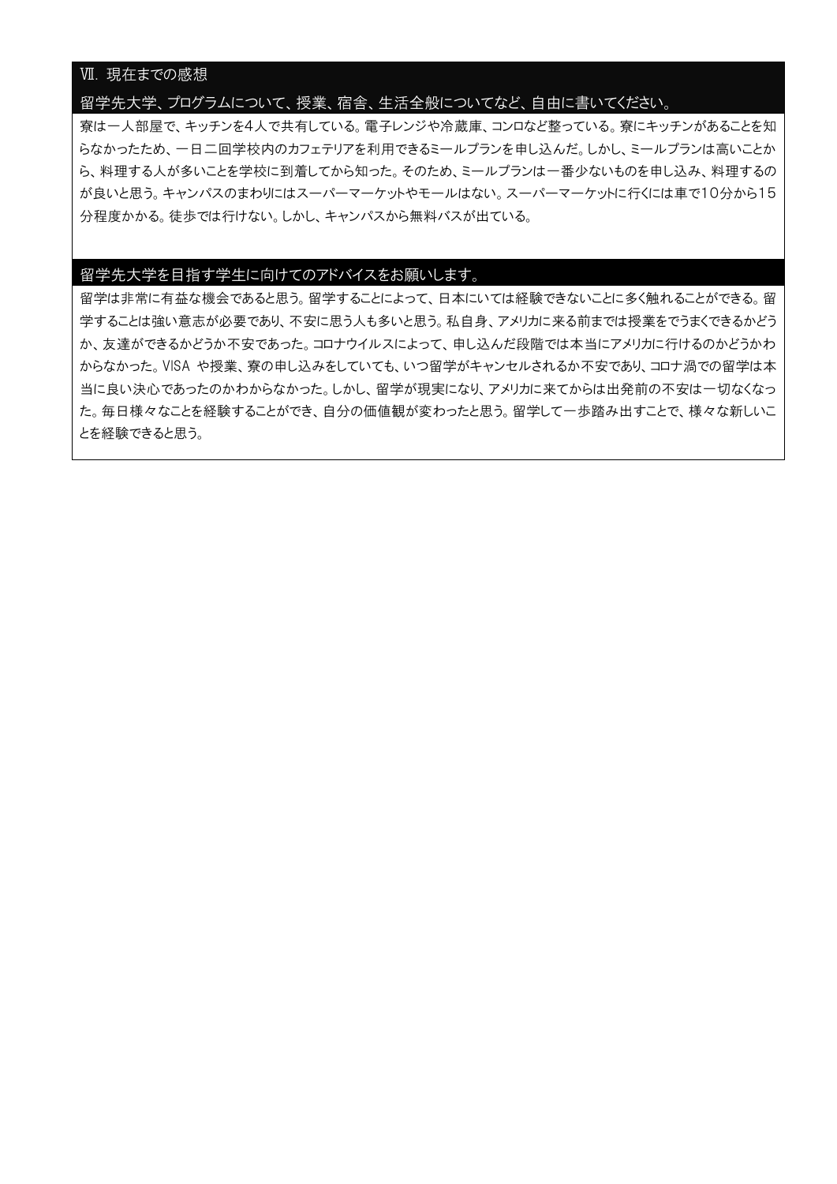## Ⅶ. 現在までの感想

### 留学先大学、プログラムについて、授業、宿舎、生活全般についてなど、自由に書いてください。

寮は一人部屋で、キッチンを4人で共有している。電子レンジや冷蔵庫、コンロなど整っている。寮にキッチンがあることを知らなかったため、一日二回学校内のカフェテリアを利用できるミールプランを申し込んだ。しかし、ミールプランは高いことから、料理する人が多いことを学校に到着してから知った。そのため、ミールプランは一番少ないものを申し込み、料理するのが良いと思う。キャンパスのまわりにはスーパーマーケットやモールはない。スーパーマーケットに行くには車で10分から15分程度かかる。徒歩では行けない。しかし、キャンパスから無料バスが出ている。

### 留学先大学を目指す学生に向けてのアドバイスをお願いします。

留学は非常に有益な機会であると思う。留学することによって、日本にいては経験できないことに多く触れることができる。留学することは強い意志が必要であり、不安に思う人も多いと思う。私自身、アメリカに来る前までは授業をでうまくできるかどうか、友達ができるかどうか不安であった。コロナウイルスによって、申し込んだ段階では本当にアメリカに行けるのかどうかわからなかった。VISA や授業、寮の申し込みをしていても、いつ留学がキャンセルされるか不安であり、コロナ渦での留学は本当に良い決心であったのかわからなかった。しかし、留学が現実になり、アメリカに来てからは出発前の不安は一切なくなった。毎日様々なことを経験することができ、自分の価値観が変わったと思う。留学して一歩踏み出すことで、様々な新しいことを経験できると思う。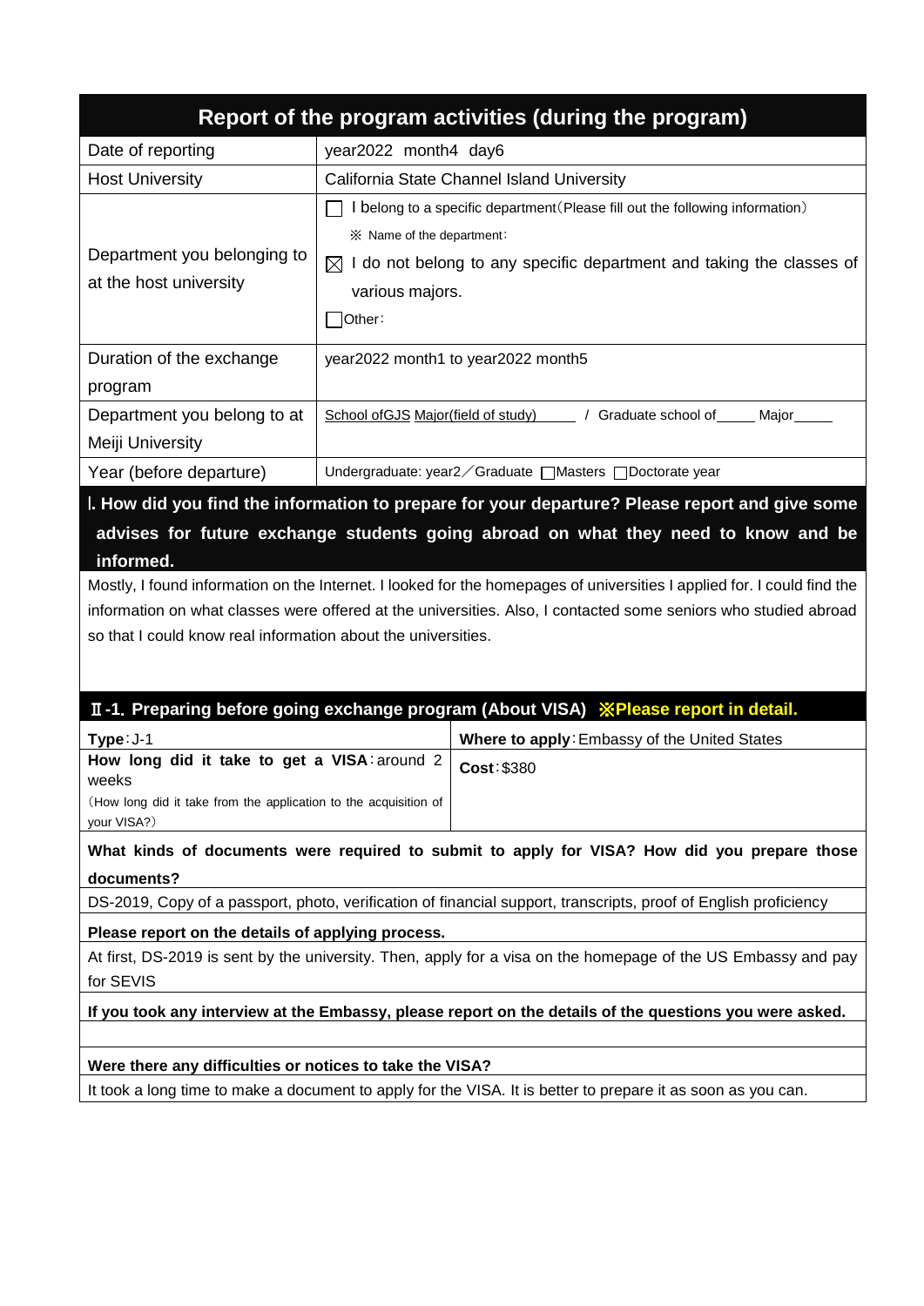# Report of the program activities (during the program)

| Date of reporting | year2022 month4 day6 |
|---|---|
| Host University | California State Channel Island University |
| Department you belonging to at the host university | ☐ I belong to a specific department(Please fill out the following information)<br>※ Name of the department:<br>☒ I do not belong to any specific department and taking the classes of various majors.<br>☐Other: |
| Duration of the exchange program | year2022 month1 to year2022 month5 |
| Department you belong to at Meiji University | School ofGJS Major(field of study)\_\_\_\_\_ / Graduate school of\_\_\_\_\_ Major\_\_\_\_\_ |
| Year (before departure) | Undergraduate: year2／Graduate ☐Masters ☐Doctorate year |

## Ⅰ. How did you find the information to prepare for your departure? Please report and give some advises for future exchange students going abroad on what they need to know and be informed.

Mostly, I found information on the Internet. I looked for the homepages of universities I applied for. I could find the information on what classes were offered at the universities. Also, I contacted some seniors who studied abroad so that I could know real information about the universities.

## Ⅱ-1. Preparing before going exchange program (About VISA) ※Please report in detail.

| **Type**:J-1 | **Where to apply**:Embassy of the United States |
|---|---|
| **How long did it take to get a VISA**:around 2 weeks<br>(How long did it take from the application to the acquisition of your VISA?) | **Cost**:$380 |

**What kinds of documents were required to submit to apply for VISA? How did you prepare those documents?**

DS-2019, Copy of a passport, photo, verification of financial support, transcripts, proof of English proficiency

**Please report on the details of applying process.**

At first, DS-2019 is sent by the university. Then, apply for a visa on the homepage of the US Embassy and pay for SEVIS

**If you took any interview at the Embassy, please report on the details of the questions you were asked.**

**Were there any difficulties or notices to take the VISA?**

It took a long time to make a document to apply for the VISA. It is better to prepare it as soon as you can.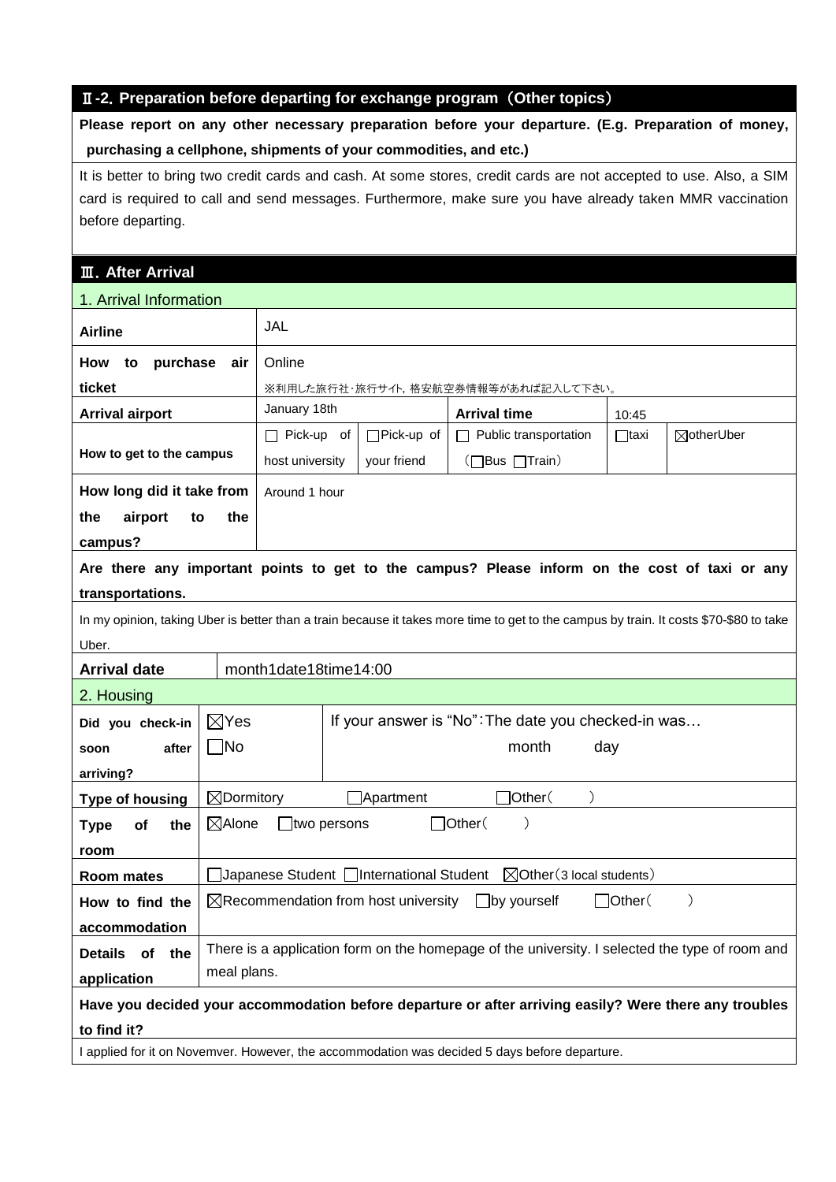## Ⅱ-2. Preparation before departing for exchange program（Other topics）

**Please report on any other necessary preparation before your departure. (E.g. Preparation of money, purchasing a cellphone, shipments of your commodities, and etc.)**

It is better to bring two credit cards and cash. At some stores, credit cards are not accepted to use. Also, a SIM card is required to call and send messages. Furthermore, make sure you have already taken MMR vaccination before departing.

## Ⅲ. After Arrival

### 1. Arrival Information

| | | | | | |
|---|---|---|---|---|---|
| **Airline** | JAL | | | | |
| **How to purchase air ticket** | Online ※利用した旅行社･旅行サイト, 格安航空券情報等があれば記入して下さい。 | | | | |
| **Arrival airport** | January 18th | | **Arrival time** | 10:45 | |
| **How to get to the campus** | □ Pick-up of host university | □Pick-up of your friend | □ Public transportation（□Bus □Train） | □taxi | ☒otherUber |
| **How long did it take from the airport to the campus?** | Around 1 hour | | | | |

**Are there any important points to get to the campus? Please inform on the cost of taxi or any transportations.**

In my opinion, taking Uber is better than a train because it takes more time to get to the campus by train. It costs $70-$80 to take Uber.

| | |
|---|---|
| **Arrival date** | month1date18time14:00 |

### 2. Housing

| | | |
|---|---|---|
| **Did you check-in soon after arriving?** | ☒Yes □No | If your answer is "No"：The date you checked-in was… month day |
| **Type of housing** | ☒Dormitory □Apartment □Other（ ） | |
| **Type of the room** | ☒Alone □two persons □Other（ ） | |
| **Room mates** | □Japanese Student □International Student ☒Other（3 local students） | |
| **How to find the accommodation** | ☒Recommendation from host university □by yourself □Other（ ） | |
| **Details of the application** | There is a application form on the homepage of the university. I selected the type of room and meal plans. | |

**Have you decided your accommodation before departure or after arriving easily? Were there any troubles to find it?**

I applied for it on Novemver. However, the accommodation was decided 5 days before departure.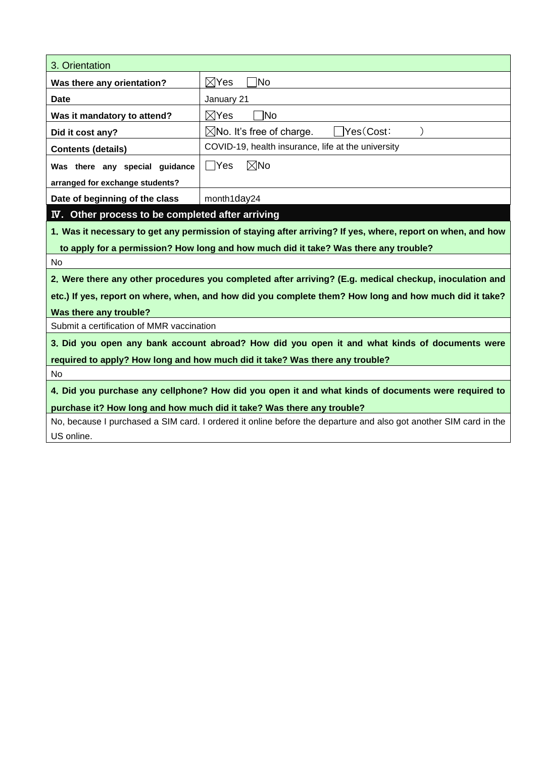| 3. Orientation | |
|---|---|
| **Was there any orientation?** | ☒Yes ☐No |
| **Date** | January 21 |
| **Was it mandatory to attend?** | ☒Yes ☐No |
| **Did it cost any?** | ☒No. It's free of charge. ☐Yes（Cost: ） |
| **Contents (details)** | COVID-19, health insurance, life at the university |
| **Was there any special guidance arranged for exchange students?** | ☐Yes ☒No |
| **Date of beginning of the class** | month1day24 |

## Ⅳ. Other process to be completed after arriving

**1. Was it necessary to get any permission of staying after arriving? If yes, where, report on when, and how to apply for a permission? How long and how much did it take? Was there any trouble?**

No

**2. Were there any other procedures you completed after arriving? (E.g. medical checkup, inoculation and etc.) If yes, report on where, when, and how did you complete them? How long and how much did it take? Was there any trouble?**

Submit a certification of MMR vaccination

**3. Did you open any bank account abroad? How did you open it and what kinds of documents were required to apply? How long and how much did it take? Was there any trouble?**

No

**4. Did you purchase any cellphone? How did you open it and what kinds of documents were required to purchase it? How long and how much did it take? Was there any trouble?**

No, because I purchased a SIM card. I ordered it online before the departure and also got another SIM card in the US online.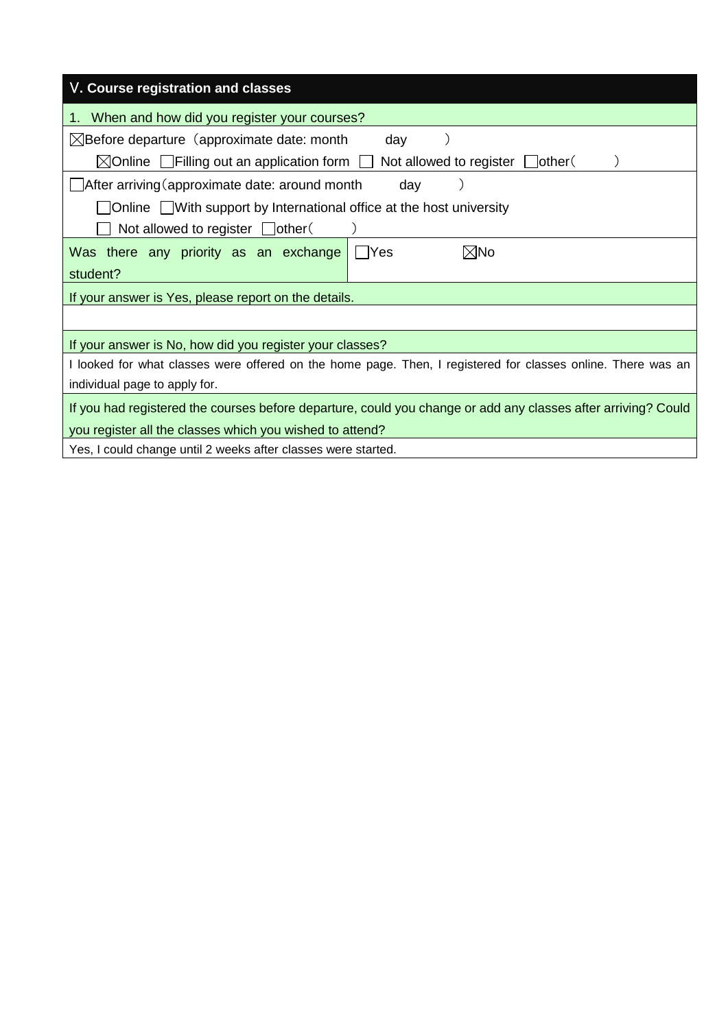## Ⅴ. Course registration and classes

1. When and how did you register your courses?

☒Before departure（approximate date: month　　　day　　）

☒Online ☐Filling out an application form ☐ Not allowed to register ☐other（　　）

☐After arriving（approximate date: around month　　　day　　）

☐Online ☐With support by International office at the host university

☐ Not allowed to register ☐other（　　）

| Was there any priority as an exchange student? | ☐Yes ☒No |
|---|---|

If your answer is Yes, please report on the details.

If your answer is No, how did you register your classes?

I looked for what classes were offered on the home page. Then, I registered for classes online. There was an individual page to apply for.

If you had registered the courses before departure, could you change or add any classes after arriving? Could you register all the classes which you wished to attend?

Yes, I could change until 2 weeks after classes were started.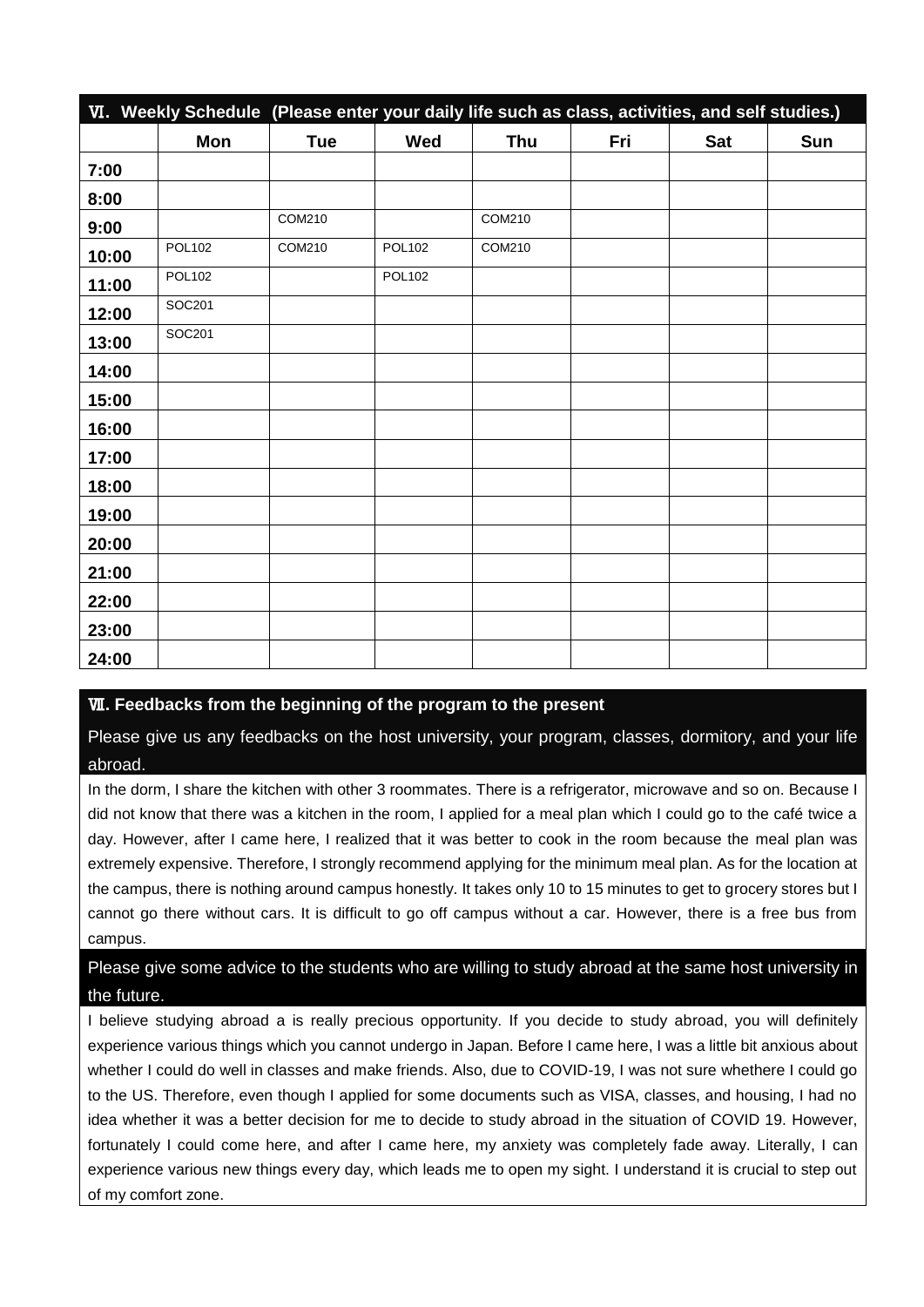## Ⅵ. Weekly Schedule (Please enter your daily life such as class, activities, and self studies.)

| | Mon | Tue | Wed | Thu | Fri | Sat | Sun |
|---|---|---|---|---|---|---|---|
| 7:00 | | | | | | | |
| 8:00 | | | | | | | |
| 9:00 | | COM210 | | COM210 | | | |
| 10:00 | POL102 | COM210 | POL102 | COM210 | | | |
| 11:00 | POL102 | | POL102 | | | | |
| 12:00 | SOC201 | | | | | | |
| 13:00 | SOC201 | | | | | | |
| 14:00 | | | | | | | |
| 15:00 | | | | | | | |
| 16:00 | | | | | | | |
| 17:00 | | | | | | | |
| 18:00 | | | | | | | |
| 19:00 | | | | | | | |
| 20:00 | | | | | | | |
| 21:00 | | | | | | | |
| 22:00 | | | | | | | |
| 23:00 | | | | | | | |
| 24:00 | | | | | | | |

## Ⅶ. Feedbacks from the beginning of the program to the present

**Please give us any feedbacks on the host university, your program, classes, dormitory, and your life abroad.**

In the dorm, I share the kitchen with other 3 roommates. There is a refrigerator, microwave and so on. Because I did not know that there was a kitchen in the room, I applied for a meal plan which I could go to the café twice a day. However, after I came here, I realized that it was better to cook in the room because the meal plan was extremely expensive. Therefore, I strongly recommend applying for the minimum meal plan. As for the location at the campus, there is nothing around campus honestly. It takes only 10 to 15 minutes to get to grocery stores but I cannot go there without cars. It is difficult to go off campus without a car. However, there is a free bus from campus.

**Please give some advice to the students who are willing to study abroad at the same host university in the future.**

I believe studying abroad a is really precious opportunity. If you decide to study abroad, you will definitely experience various things which you cannot undergo in Japan. Before I came here, I was a little bit anxious about whether I could do well in classes and make friends. Also, due to COVID-19, I was not sure whethere I could go to the US. Therefore, even though I applied for some documents such as VISA, classes, and housing, I had no idea whether it was a better decision for me to decide to study abroad in the situation of COVID 19. However, fortunately I could come here, and after I came here, my anxiety was completely fade away. Literally, I can experience various new things every day, which leads me to open my sight. I understand it is crucial to step out of my comfort zone.